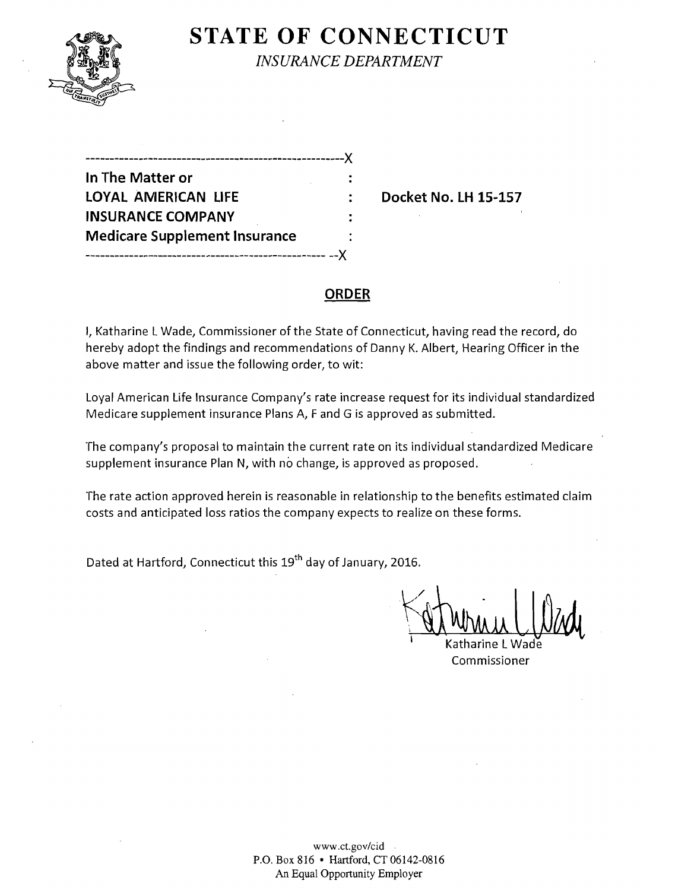# STATE OF CONNECTICUT

*INSURANCE DEPARTMENT*

---X

| | | |
|---|---|---|
| **In The Matter or** | : | |
| **LOYAL AMERICAN LIFE** | : | **Docket No. LH 15-157** |
| **INSURANCE COMPANY** | : | |
| **Medicare Supplement Insurance** | : | |

---X

## ORDER

I, Katharine L Wade, Commissioner of the State of Connecticut, having read the record, do hereby adopt the findings and recommendations of Danny K. Albert, Hearing Officer in the above matter and issue the following order, to wit:

Loyal American Life Insurance Company's rate increase request for its individual standardized Medicare supplement insurance Plans A, F and G is approved as submitted.

The company's proposal to maintain the current rate on its individual standardized Medicare supplement insurance Plan N, with no change, is approved as proposed.

The rate action approved herein is reasonable in relationship to the benefits estimated claim costs and anticipated loss ratios the company expects to realize on these forms.

Dated at Hartford, Connecticut this 19th day of January, 2016.

Katharine L Wade
Commissioner

www.ct.gov/cid
P.O. Box 816 • Hartford, CT 06142-0816
An Equal Opportunity Employer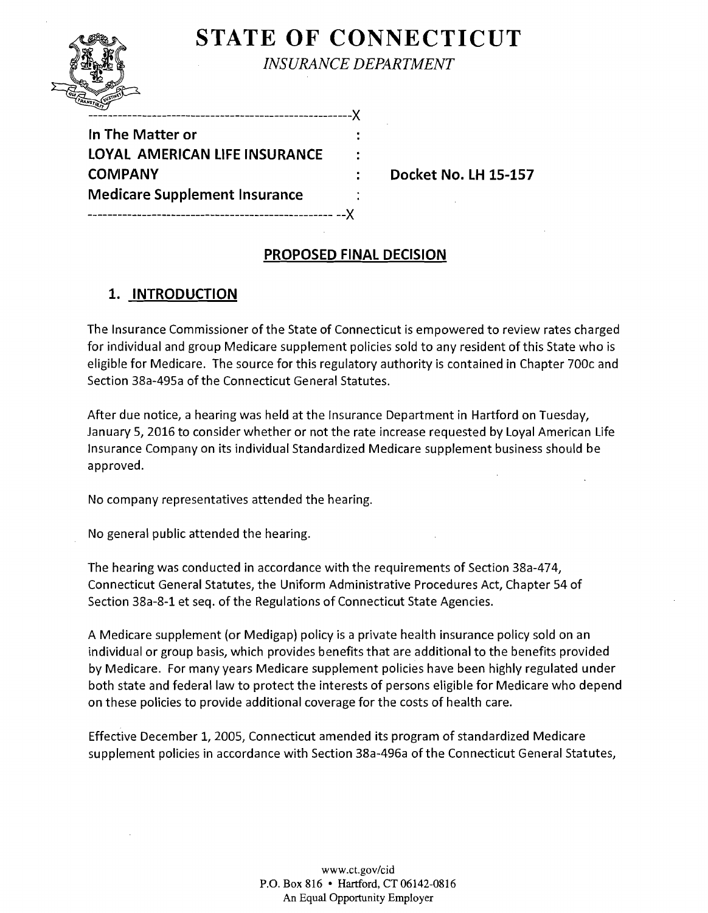# STATE OF CONNECTICUT

*INSURANCE DEPARTMENT*

---

**In The Matter or**
**LOYAL AMERICAN LIFE INSURANCE COMPANY**
**Medicare Supplement Insurance**

**Docket No. LH 15-157**

---

## PROPOSED FINAL DECISION

### 1. INTRODUCTION

The Insurance Commissioner of the State of Connecticut is empowered to review rates charged for individual and group Medicare supplement policies sold to any resident of this State who is eligible for Medicare. The source for this regulatory authority is contained in Chapter 700c and Section 38a-495a of the Connecticut General Statutes.

After due notice, a hearing was held at the Insurance Department in Hartford on Tuesday, January 5, 2016 to consider whether or not the rate increase requested by Loyal American Life Insurance Company on its individual Standardized Medicare supplement business should be approved.

No company representatives attended the hearing.

No general public attended the hearing.

The hearing was conducted in accordance with the requirements of Section 38a-474, Connecticut General Statutes, the Uniform Administrative Procedures Act, Chapter 54 of Section 38a-8-1 et seq. of the Regulations of Connecticut State Agencies.

A Medicare supplement (or Medigap) policy is a private health insurance policy sold on an individual or group basis, which provides benefits that are additional to the benefits provided by Medicare. For many years Medicare supplement policies have been highly regulated under both state and federal law to protect the interests of persons eligible for Medicare who depend on these policies to provide additional coverage for the costs of health care.

Effective December 1, 2005, Connecticut amended its program of standardized Medicare supplement policies in accordance with Section 38a-496a of the Connecticut General Statutes,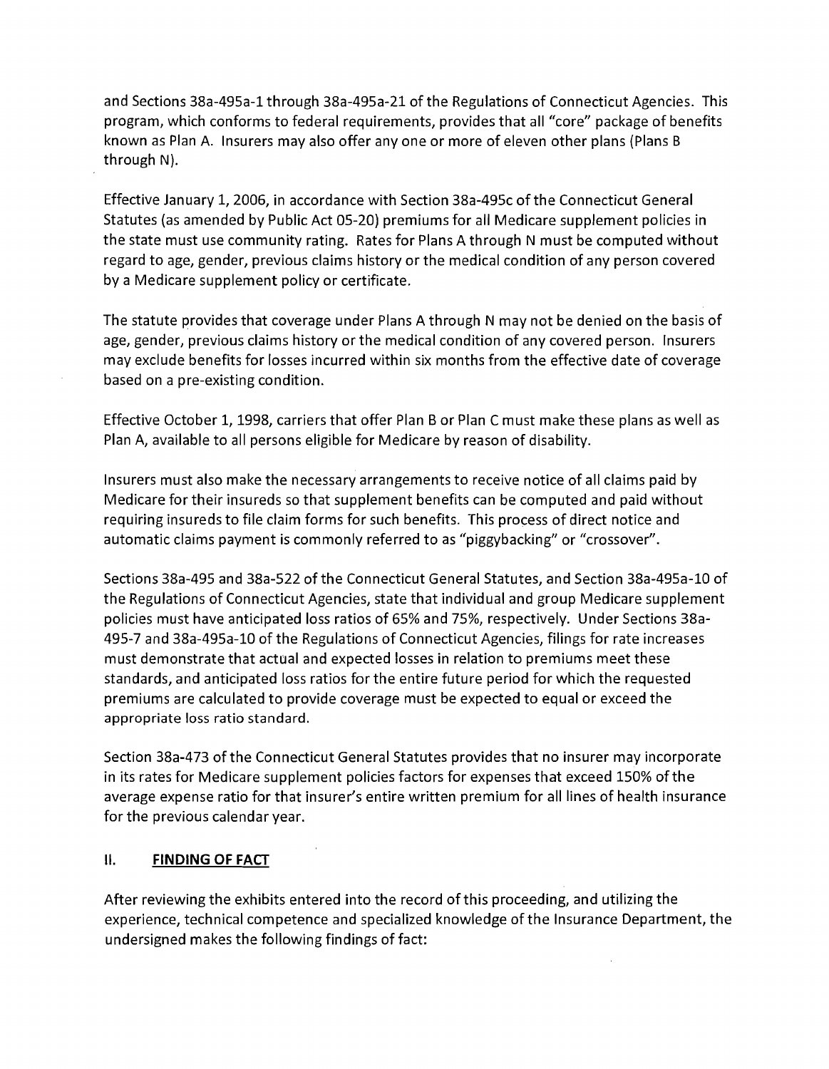and Sections 38a-495a-1 through 38a-495a-21 of the Regulations of Connecticut Agencies. This program, which conforms to federal requirements, provides that all "core" package of benefits known as Plan A. Insurers may also offer any one or more of eleven other plans (Plans B through N).

Effective January 1, 2006, in accordance with Section 38a-495c of the Connecticut General Statutes (as amended by Public Act 05-20) premiums for all Medicare supplement policies in the state must use community rating. Rates for Plans A through N must be computed without regard to age, gender, previous claims history or the medical condition of any person covered by a Medicare supplement policy or certificate.

The statute provides that coverage under Plans A through N may not be denied on the basis of age, gender, previous claims history or the medical condition of any covered person. Insurers may exclude benefits for losses incurred within six months from the effective date of coverage based on a pre-existing condition.

Effective October 1, 1998, carriers that offer Plan B or Plan C must make these plans as well as Plan A, available to all persons eligible for Medicare by reason of disability.

Insurers must also make the necessary arrangements to receive notice of all claims paid by Medicare for their insureds so that supplement benefits can be computed and paid without requiring insureds to file claim forms for such benefits. This process of direct notice and automatic claims payment is commonly referred to as "piggybacking" or "crossover".

Sections 38a-495 and 38a-522 of the Connecticut General Statutes, and Section 38a-495a-10 of the Regulations of Connecticut Agencies, state that individual and group Medicare supplement policies must have anticipated loss ratios of 65% and 75%, respectively. Under Sections 38a-495-7 and 38a-495a-10 of the Regulations of Connecticut Agencies, filings for rate increases must demonstrate that actual and expected losses in relation to premiums meet these standards, and anticipated loss ratios for the entire future period for which the requested premiums are calculated to provide coverage must be expected to equal or exceed the appropriate loss ratio standard.

Section 38a-473 of the Connecticut General Statutes provides that no insurer may incorporate in its rates for Medicare supplement policies factors for expenses that exceed 150% of the average expense ratio for that insurer's entire written premium for all lines of health insurance for the previous calendar year.

## II. FINDING OF FACT

After reviewing the exhibits entered into the record of this proceeding, and utilizing the experience, technical competence and specialized knowledge of the Insurance Department, the undersigned makes the following findings of fact: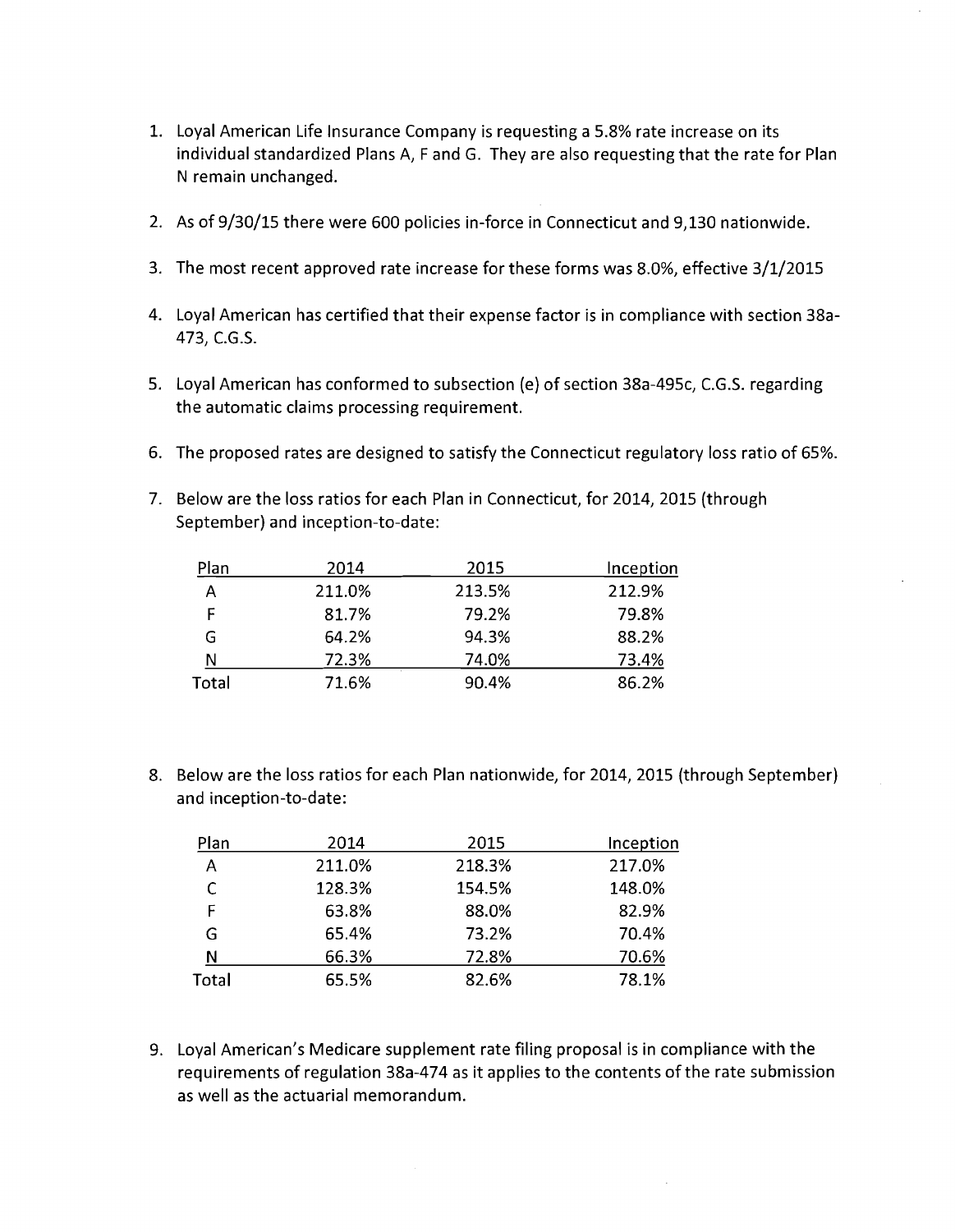1. Loyal American Life Insurance Company is requesting a 5.8% rate increase on its individual standardized Plans A, F and G. They are also requesting that the rate for Plan N remain unchanged.

2. As of 9/30/15 there were 600 policies in-force in Connecticut and 9,130 nationwide.

3. The most recent approved rate increase for these forms was 8.0%, effective 3/1/2015

4. Loyal American has certified that their expense factor is in compliance with section 38a-473, C.G.S.

5. Loyal American has conformed to subsection (e) of section 38a-495c, C.G.S. regarding the automatic claims processing requirement.

6. The proposed rates are designed to satisfy the Connecticut regulatory loss ratio of 65%.

7. Below are the loss ratios for each Plan in Connecticut, for 2014, 2015 (through September) and inception-to-date:

| Plan | 2014 | 2015 | Inception |
|---|---|---|---|
| A | 211.0% | 213.5% | 212.9% |
| F | 81.7% | 79.2% | 79.8% |
| G | 64.2% | 94.3% | 88.2% |
| N | 72.3% | 74.0% | 73.4% |
| Total | 71.6% | 90.4% | 86.2% |

8. Below are the loss ratios for each Plan nationwide, for 2014, 2015 (through September) and inception-to-date:

| Plan | 2014 | 2015 | Inception |
|---|---|---|---|
| A | 211.0% | 218.3% | 217.0% |
| C | 128.3% | 154.5% | 148.0% |
| F | 63.8% | 88.0% | 82.9% |
| G | 65.4% | 73.2% | 70.4% |
| N | 66.3% | 72.8% | 70.6% |
| Total | 65.5% | 82.6% | 78.1% |

9. Loyal American's Medicare supplement rate filing proposal is in compliance with the requirements of regulation 38a-474 as it applies to the contents of the rate submission as well as the actuarial memorandum.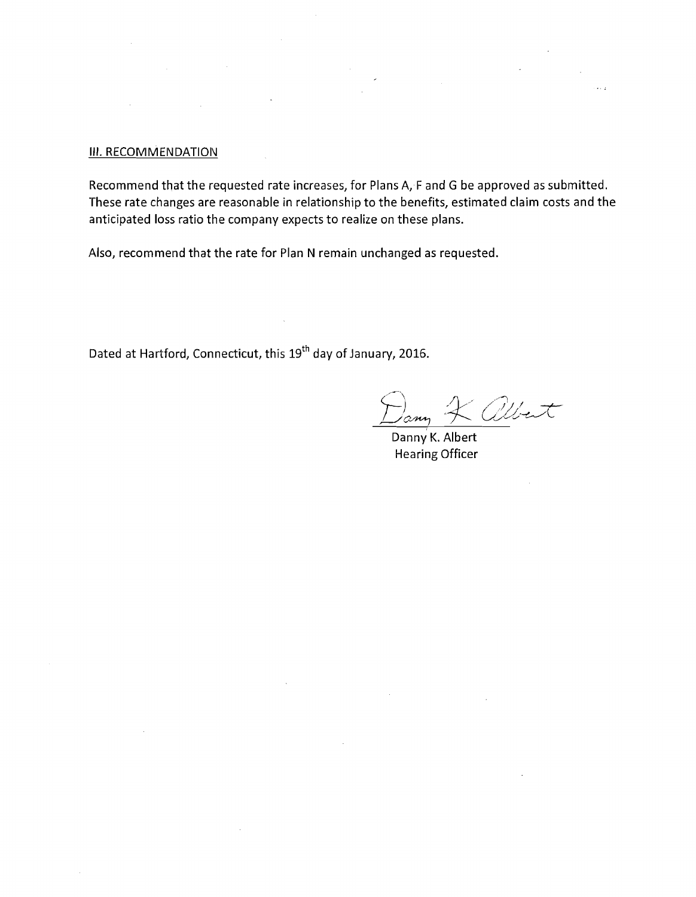## III. RECOMMENDATION

Recommend that the requested rate increases, for Plans A, F and G be approved as submitted. These rate changes are reasonable in relationship to the benefits, estimated claim costs and the anticipated loss ratio the company expects to realize on these plans.

Also, recommend that the rate for Plan N remain unchanged as requested.

Dated at Hartford, Connecticut, this 19th day of January, 2016.

Danny K. Albert
Hearing Officer